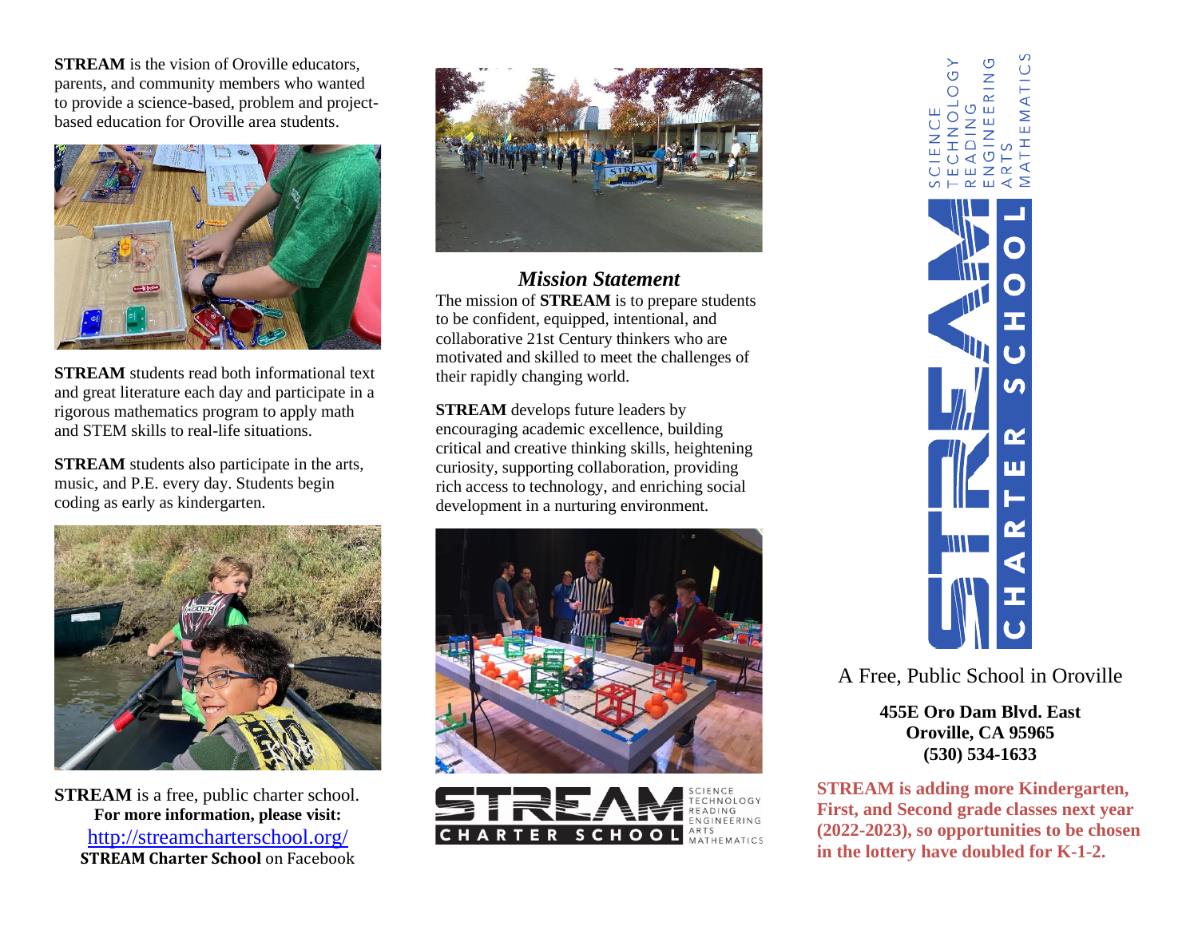**STREAM** is the vision of Oroville educators, parents, and community members who wanted to provide a science-based, problem and project-based education for Oroville area students.

**STREAM** students read both informational text and great literature each day and participate in a rigorous mathematics program to apply math and STEM skills to real-life situations.

**STREAM** students also participate in the arts, music, and P.E. every day. Students begin coding as early as kindergarten.

**STREAM** is a free, public charter school.

**For more information, please visit:**

http://streamcharterschool.org/

**STREAM Charter School** on Facebook

### *Mission Statement*

The mission of **STREAM** is to prepare students to be confident, equipped, intentional, and collaborative 21st Century thinkers who are motivated and skilled to meet the challenges of their rapidly changing world.

**STREAM** develops future leaders by encouraging academic excellence, building critical and creative thinking skills, heightening curiosity, supporting collaboration, providing rich access to technology, and enriching social development in a nurturing environment.

STREAM CHARTER SCHOOL — SCIENCE TECHNOLOGY READING ENGINEERING ARTS MATHEMATICS

# STREAM CHARTER SCHOOL

SCIENCE
TECHNOLOGY
READING
ENGINEERING
ARTS
MATHEMATICS

A Free, Public School in Oroville

**455E Oro Dam Blvd. East**
**Oroville, CA 95965**
**(530) 534-1633**

**STREAM is adding more Kindergarten, First, and Second grade classes next year (2022-2023), so opportunities to be chosen in the lottery have doubled for K-1-2.**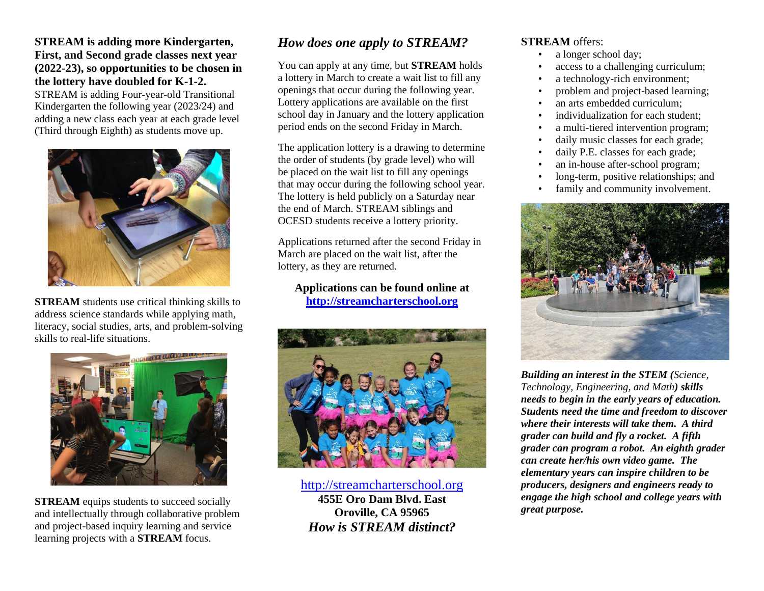**STREAM is adding more Kindergarten, First, and Second grade classes next year (2022-23), so opportunities to be chosen in the lottery have doubled for K-1-2.**
STREAM is adding Four-year-old Transitional Kindergarten the following year (2023/24) and adding a new class each year at each grade level (Third through Eighth) as students move up.

**STREAM** students use critical thinking skills to address science standards while applying math, literacy, social studies, arts, and problem-solving skills to real-life situations.

**STREAM** equips students to succeed socially and intellectually through collaborative problem and project-based inquiry learning and service learning projects with a **STREAM** focus.

## *How does one apply to STREAM?*

You can apply at any time, but **STREAM** holds a lottery in March to create a wait list to fill any openings that occur during the following year. Lottery applications are available on the first school day in January and the lottery application period ends on the second Friday in March.

The application lottery is a drawing to determine the order of students (by grade level) who will be placed on the wait list to fill any openings that may occur during the following school year. The lottery is held publicly on a Saturday near the end of March. STREAM siblings and OCESD students receive a lottery priority.

Applications returned after the second Friday in March are placed on the wait list, after the lottery, as they are returned.

**Applications can be found online at [http://streamcharterschool.org](http://streamcharterschool.org)**

[http://streamcharterschool.org](http://streamcharterschool.org)
**455E Oro Dam Blvd. East**
**Oroville, CA 95965**

## *How is STREAM distinct?*

**STREAM** offers:

- a longer school day;
- access to a challenging curriculum;
- a technology-rich environment;
- problem and project-based learning;
- an arts embedded curriculum;
- individualization for each student;
- a multi-tiered intervention program;
- daily music classes for each grade;
- daily P.E. classes for each grade;
- an in-house after-school program;
- long-term, positive relationships; and
- family and community involvement.

***Building an interest in the STEM (****Science, Technology, Engineering, and Math****) skills needs to begin in the early years of education. Students need the time and freedom to discover where their interests will take them. A third grader can build and fly a rocket. A fifth grader can program a robot. An eighth grader can create her/his own video game. The elementary years can inspire children to be producers, designers and engineers ready to engage the high school and college years with great purpose.***